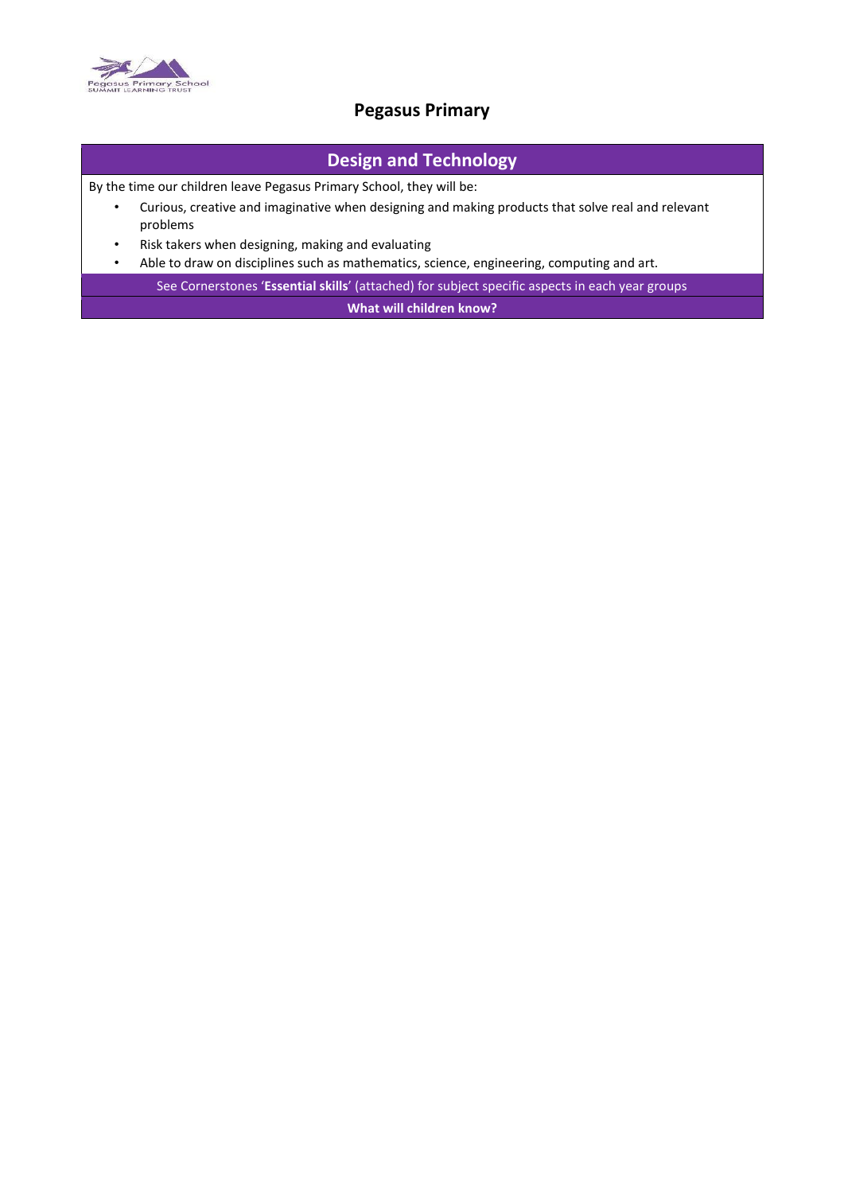# Pegasus Primary

## Design and Technology

By the time our children leave Pegasus Primary School, they will be:

- Curious, creative and imaginative when designing and making products that solve real and relevant problems
- Risk takers when designing, making and evaluating
- Able to draw on disciplines such as mathematics, science, engineering, computing and art.

See Cornerstones '**Essential skills**' (attached) for subject specific aspects in each year groups

**What will children know?**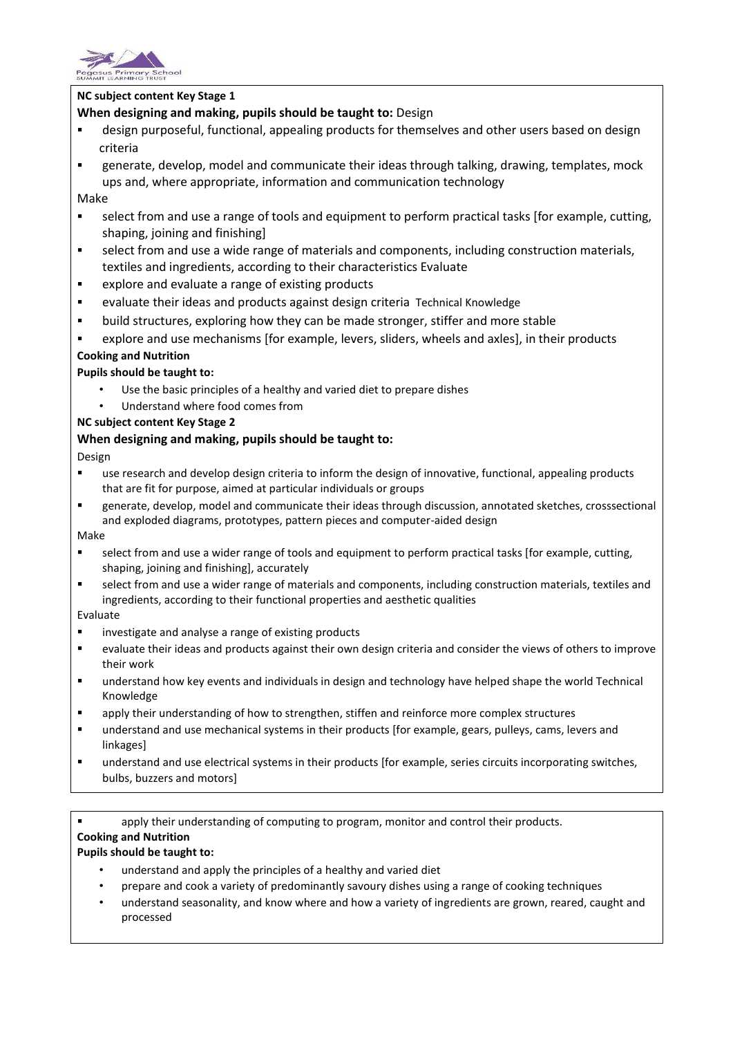**NC subject content Key Stage 1**

**When designing and making, pupils should be taught to:** Design

- design purposeful, functional, appealing products for themselves and other users based on design criteria
- generate, develop, model and communicate their ideas through talking, drawing, templates, mock ups and, where appropriate, information and communication technology

Make

- select from and use a range of tools and equipment to perform practical tasks [for example, cutting, shaping, joining and finishing]
- select from and use a wide range of materials and components, including construction materials, textiles and ingredients, according to their characteristics Evaluate
- explore and evaluate a range of existing products
- evaluate their ideas and products against design criteria Technical Knowledge
- build structures, exploring how they can be made stronger, stiffer and more stable
- explore and use mechanisms [for example, levers, sliders, wheels and axles], in their products

**Cooking and Nutrition**

**Pupils should be taught to:**

- Use the basic principles of a healthy and varied diet to prepare dishes
- Understand where food comes from

**NC subject content Key Stage 2**

**When designing and making, pupils should be taught to:**

Design

- use research and develop design criteria to inform the design of innovative, functional, appealing products that are fit for purpose, aimed at particular individuals or groups
- generate, develop, model and communicate their ideas through discussion, annotated sketches, crosssectional and exploded diagrams, prototypes, pattern pieces and computer-aided design

Make

- select from and use a wider range of tools and equipment to perform practical tasks [for example, cutting, shaping, joining and finishing], accurately
- select from and use a wider range of materials and components, including construction materials, textiles and ingredients, according to their functional properties and aesthetic qualities

Evaluate

- investigate and analyse a range of existing products
- evaluate their ideas and products against their own design criteria and consider the views of others to improve their work
- understand how key events and individuals in design and technology have helped shape the world Technical Knowledge
- apply their understanding of how to strengthen, stiffen and reinforce more complex structures
- understand and use mechanical systems in their products [for example, gears, pulleys, cams, levers and linkages]
- understand and use electrical systems in their products [for example, series circuits incorporating switches, bulbs, buzzers and motors]
- apply their understanding of computing to program, monitor and control their products.

**Cooking and Nutrition**

**Pupils should be taught to:**

- understand and apply the principles of a healthy and varied diet
- prepare and cook a variety of predominantly savoury dishes using a range of cooking techniques
- understand seasonality, and know where and how a variety of ingredients are grown, reared, caught and processed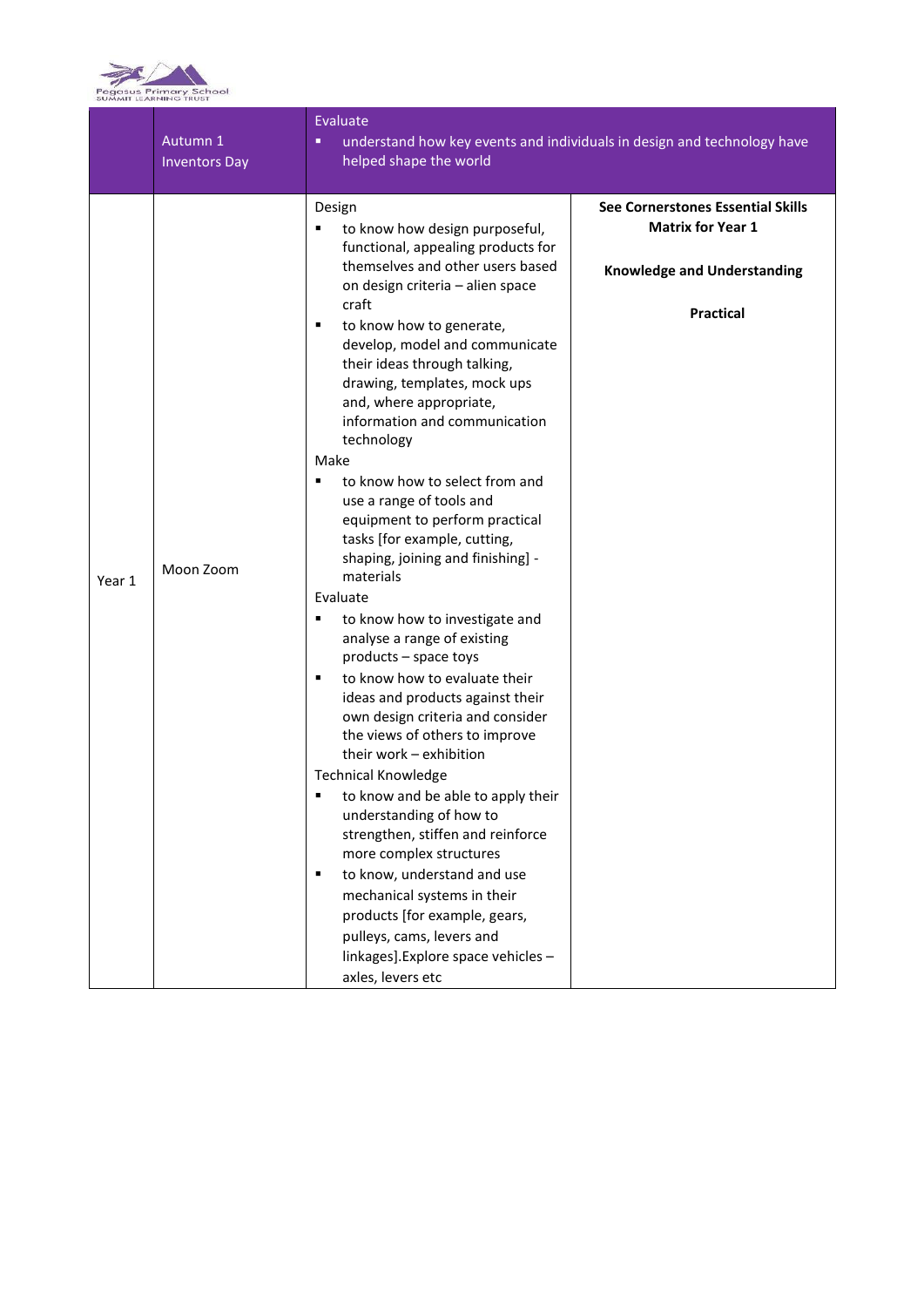| | Autumn 1<br>Inventors Day | Evaluate<br>▪ understand how key events and individuals in design and technology have helped shape the world | |
|---|---|---|---|
| Year 1 | Moon Zoom | Design<br>▪ to know how design purposeful, functional, appealing products for themselves and other users based on design criteria – alien space craft<br>▪ to know how to generate, develop, model and communicate their ideas through talking, drawing, templates, mock ups and, where appropriate, information and communication technology<br>Make<br>▪ to know how to select from and use a range of tools and equipment to perform practical tasks [for example, cutting, shaping, joining and finishing] - materials<br>Evaluate<br>▪ to know how to investigate and analyse a range of existing products – space toys<br>▪ to know how to evaluate their ideas and products against their own design criteria and consider the views of others to improve their work – exhibition<br>Technical Knowledge<br>▪ to know and be able to apply their understanding of how to strengthen, stiffen and reinforce more complex structures<br>▪ to know, understand and use mechanical systems in their products [for example, gears, pulleys, cams, levers and linkages].Explore space vehicles – axles, levers etc | **See Cornerstones Essential Skills Matrix for Year 1**<br><br>**Knowledge and Understanding**<br><br>**Practical** |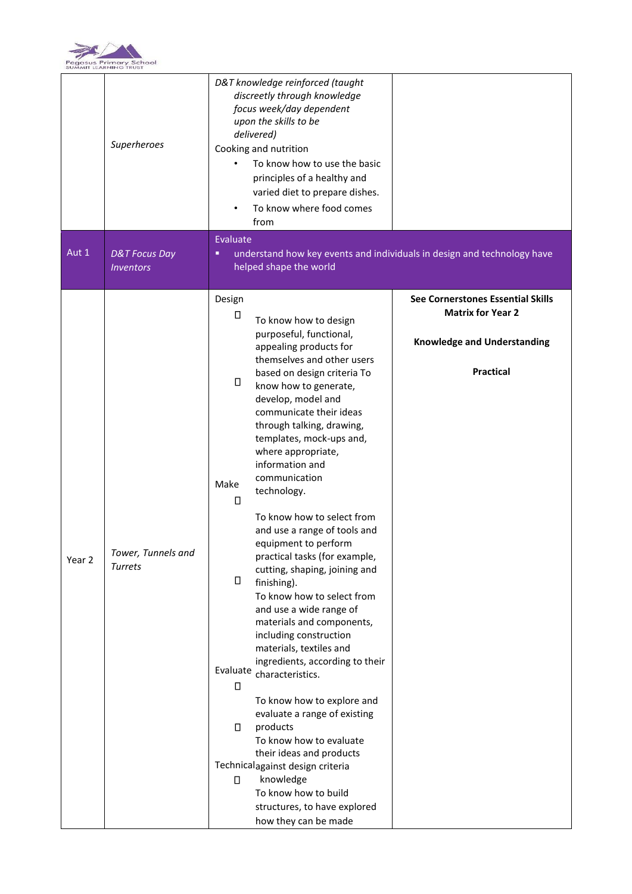| | | | |
|---|---|---|---|
| | *Superheroes* | *D&T knowledge reinforced (taught discreetly through knowledge focus week/day dependent upon the skills to be delivered)*<br>Cooking and nutrition<br>• To know how to use the basic principles of a healthy and varied diet to prepare dishes.<br>• To know where food comes from | |
| Aut 1 | *D&T Focus Day Inventors* | Evaluate<br>▪ understand how key events and individuals in design and technology have helped shape the world | |
| Year 2 | *Tower, Tunnels and Turrets* | Design<br>• To know how to design purposeful, functional, appealing products for themselves and other users based on design criteria<br>• To know how to generate, develop, model and communicate their ideas through talking, drawing, templates, mock-ups and, where appropriate, information and communication technology.<br>Make<br>• To know how to select from and use a range of tools and equipment to perform practical tasks (for example, cutting, shaping, joining and finishing).<br>• To know how to select from and use a wide range of materials and components, including construction materials, textiles and ingredients, according to their characteristics.<br>Evaluate<br>• To know how to explore and evaluate a range of existing products<br>• To know how to evaluate their ideas and products against design criteria<br>Technical knowledge<br>• To know how to build structures, to have explored how they can be made | **See Cornerstones Essential Skills Matrix for Year 2**<br><br>**Knowledge and Understanding**<br><br>**Practical** |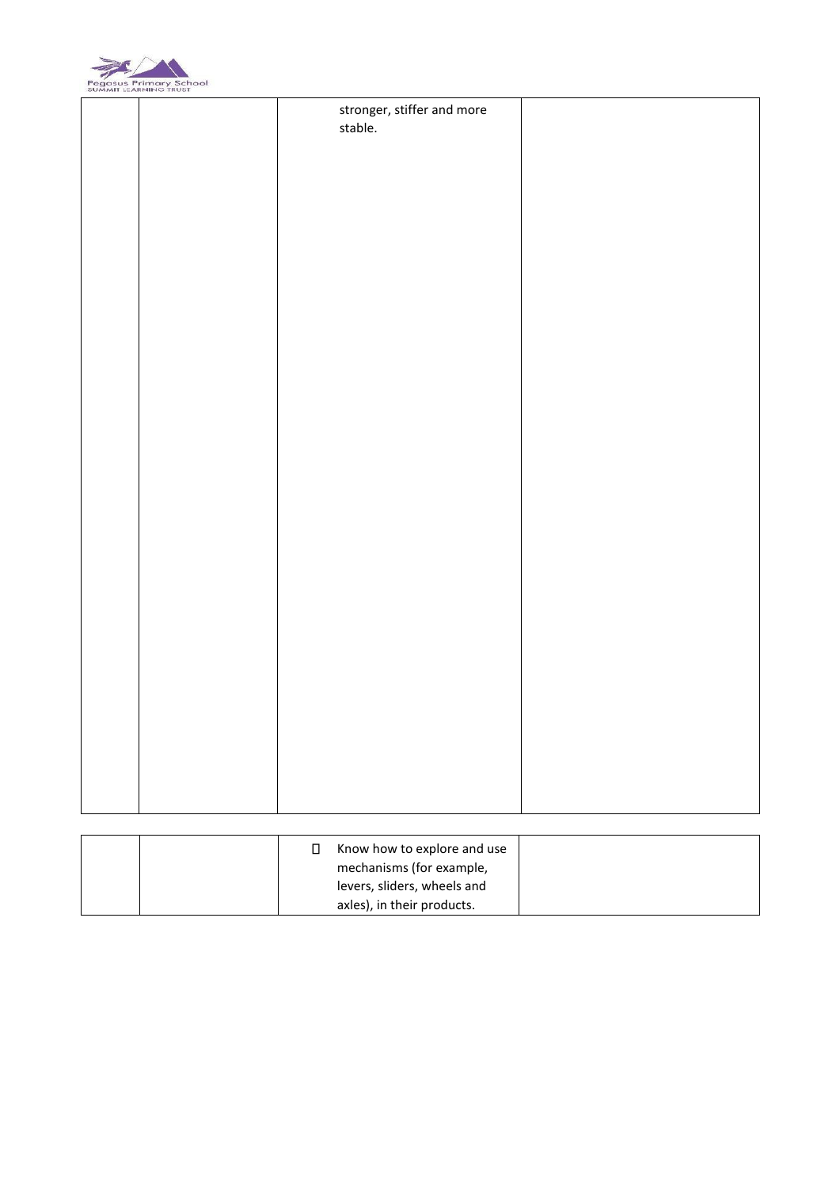| | | | |
|---|---|---|---|
| | | stronger, stiffer and more stable. | |

| | | | |
|---|---|---|---|
| | | Know how to explore and use mechanisms (for example, levers, sliders, wheels and axles), in their products. | |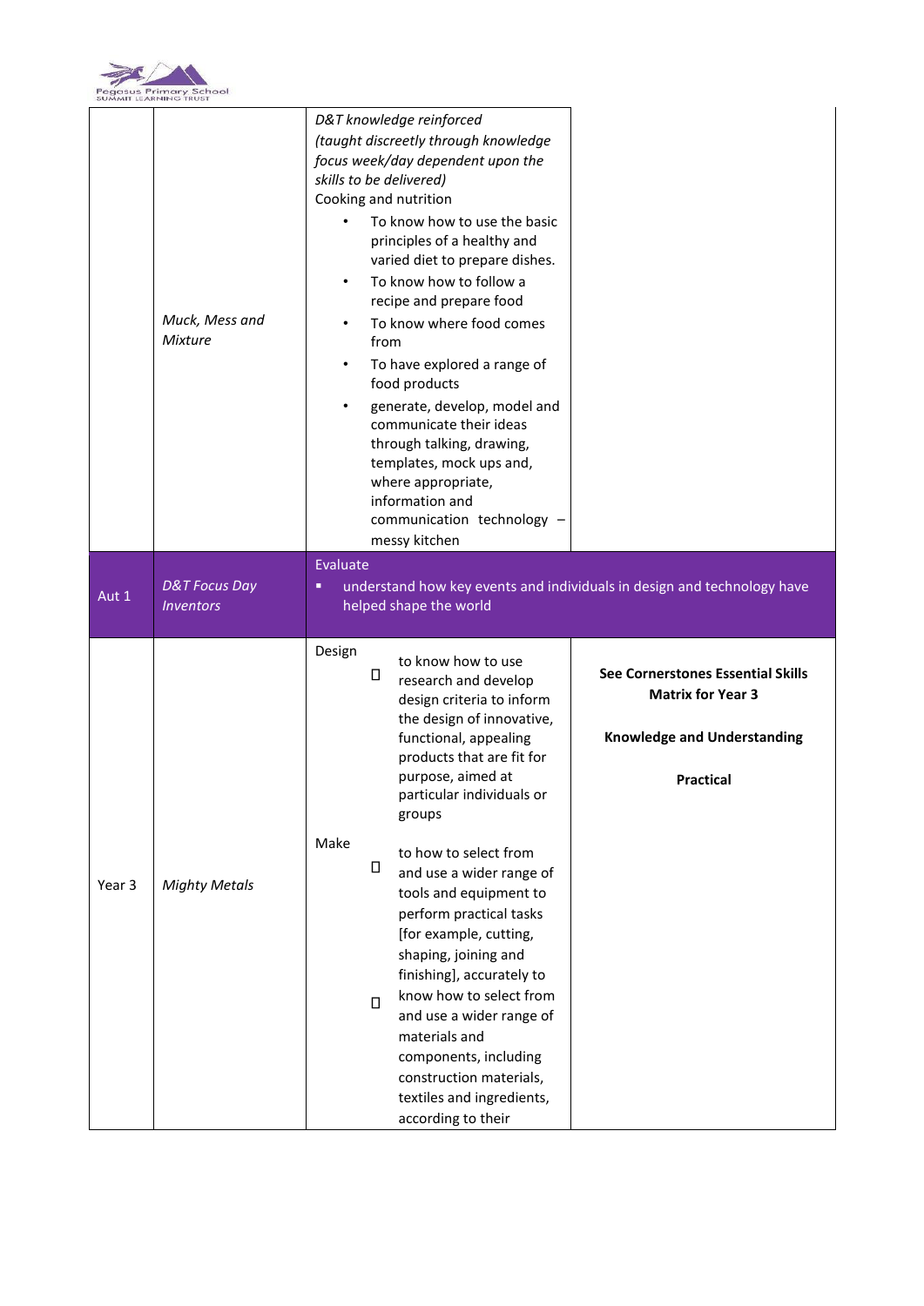| | | | |
|---|---|---|---|
| | *Muck, Mess and Mixture* | *D&T knowledge reinforced (taught discreetly through knowledge focus week/day dependent upon the skills to be delivered)*<br>Cooking and nutrition<br>• To know how to use the basic principles of a healthy and varied diet to prepare dishes.<br>• To know how to follow a recipe and prepare food<br>• To know where food comes from<br>• To have explored a range of food products<br>• generate, develop, model and communicate their ideas through talking, drawing, templates, mock ups and, where appropriate, information and communication technology – messy kitchen | |
| Aut 1 | *D&T Focus Day Inventors* | Evaluate<br>▪ understand how key events and individuals in design and technology have helped shape the world | |
| Year 3 | *Mighty Metals* | Design<br>□ to know how to use research and develop design criteria to inform the design of innovative, functional, appealing products that are fit for purpose, aimed at particular individuals or groups<br><br>Make<br>□ to how to select from and use a wider range of tools and equipment to perform practical tasks [for example, cutting, shaping, joining and finishing], accurately to<br>□ know how to select from and use a wider range of materials and components, including construction materials, textiles and ingredients, according to their | **See Cornerstones Essential Skills Matrix for Year 3**<br><br>**Knowledge and Understanding**<br><br>**Practical** |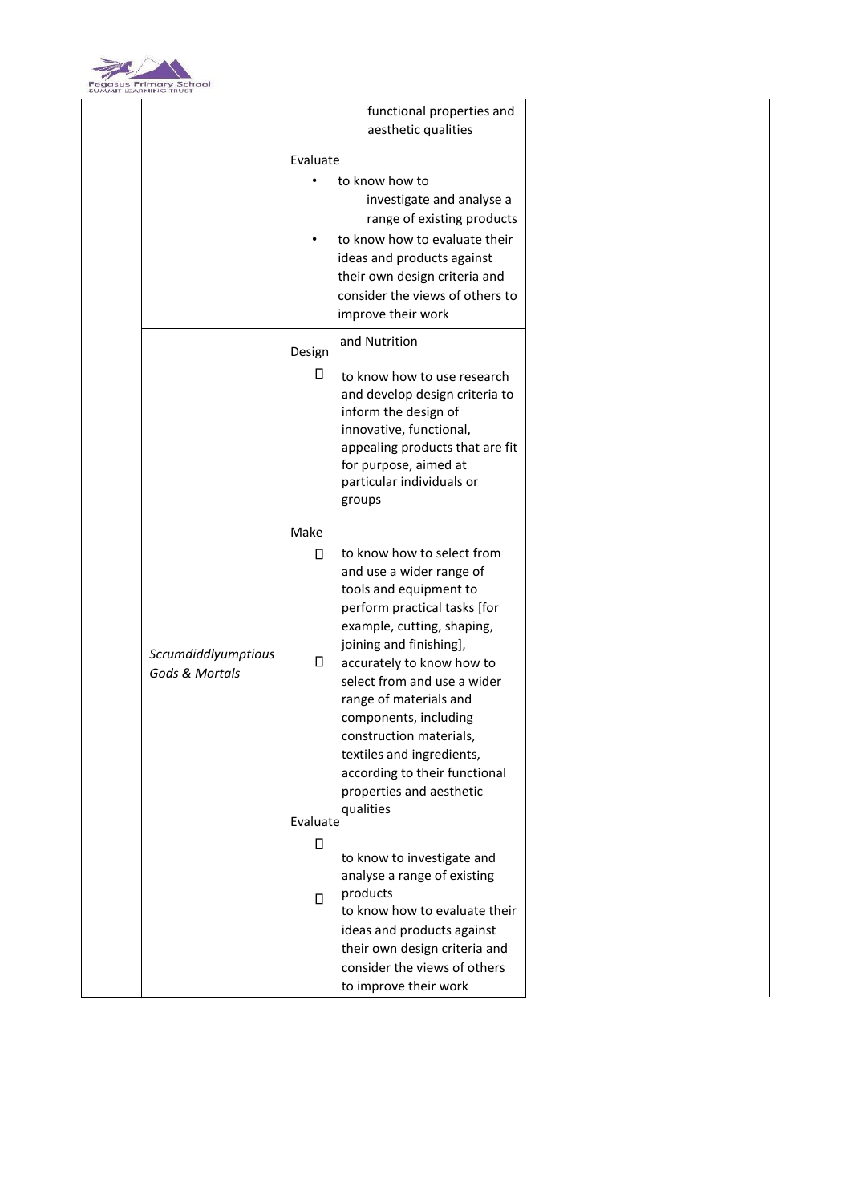| | | | |
|---|---|---|---|
| | | functional properties and aesthetic qualities<br><br>Evaluate<br>• to know how to investigate and analyse a range of existing products<br>• to know how to evaluate their ideas and products against their own design criteria and consider the views of others to improve their work | |
| | *Scrumdiddlyumptious*<br>*Gods & Mortals* | and Nutrition<br>Design<br>• to know how to use research and develop design criteria to inform the design of innovative, functional, appealing products that are fit for purpose, aimed at particular individuals or groups<br><br>Make<br>• to know how to select from and use a wider range of tools and equipment to perform practical tasks [for example, cutting, shaping, joining and finishing],<br>• accurately to know how to select from and use a wider range of materials and components, including construction materials, textiles and ingredients, according to their functional properties and aesthetic qualities<br><br>Evaluate<br>• to know to investigate and analyse a range of existing products<br>• to know how to evaluate their ideas and products against their own design criteria and consider the views of others to improve their work | |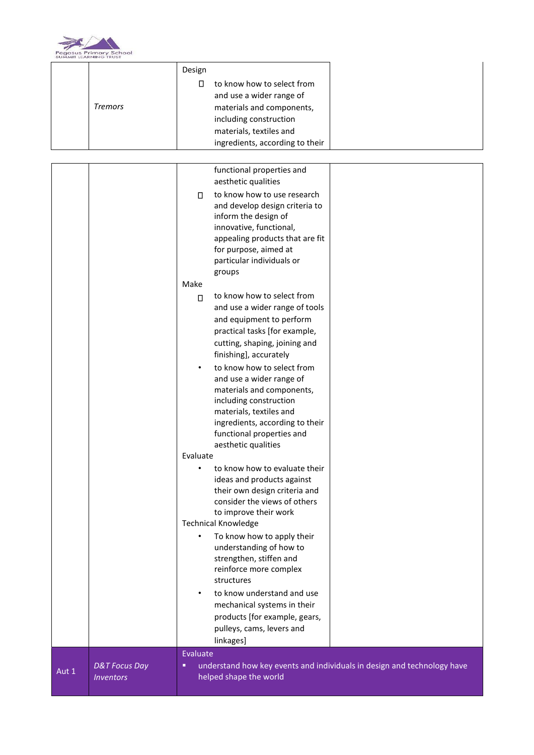| | | | |
|---|---|---|---|
| | *Tremors* | Design<br>• to know how to select from and use a wider range of materials and components, including construction materials, textiles and ingredients, according to their functional properties and aesthetic qualities<br>• to know how to use research and develop design criteria to inform the design of innovative, functional, appealing products that are fit for purpose, aimed at particular individuals or groups<br>Make<br>• to know how to select from and use a wider range of tools and equipment to perform practical tasks [for example, cutting, shaping, joining and finishing], accurately<br>• to know how to select from and use a wider range of materials and components, including construction materials, textiles and ingredients, according to their functional properties and aesthetic qualities<br>Evaluate<br>• to know how to evaluate their ideas and products against their own design criteria and consider the views of others to improve their work<br>Technical Knowledge<br>• To know how to apply their understanding of how to strengthen, stiffen and reinforce more complex structures<br>• to know understand and use mechanical systems in their products [for example, gears, pulleys, cams, levers and linkages] | |
| Aut 1 | *D&T Focus Day Inventors* | Evaluate<br>• understand how key events and individuals in design and technology have helped shape the world | |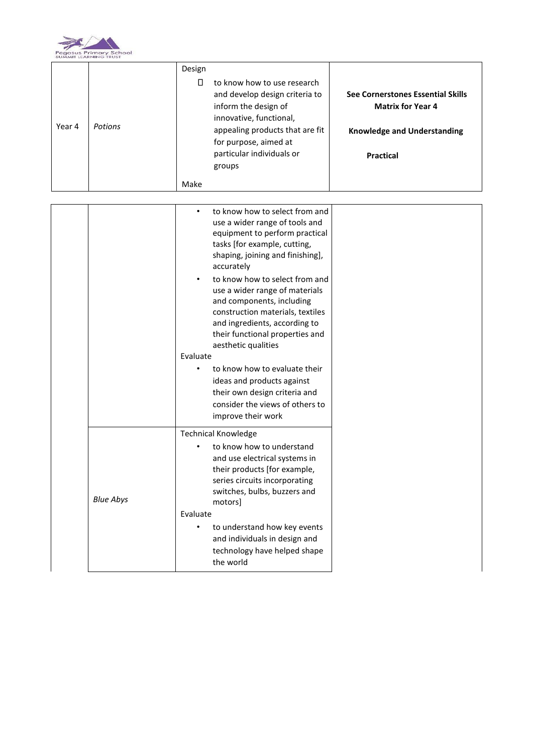| Year 4 | *Potions* | Design<br>• to know how to use research and develop design criteria to inform the design of innovative, functional, appealing products that are fit for purpose, aimed at particular individuals or groups<br>Make<br>• to know how to select from and use a wider range of tools and equipment to perform practical tasks [for example, cutting, shaping, joining and finishing], accurately<br>• to know how to select from and use a wider range of materials and components, including construction materials, textiles and ingredients, according to their functional properties and aesthetic qualities<br>Evaluate<br>• to know how to evaluate their ideas and products against their own design criteria and consider the views of others to improve their work | **See Cornerstones Essential Skills Matrix for Year 4**<br><br>**Knowledge and Understanding**<br><br>**Practical** |
|---|---|---|---|
| | *Blue Abys* | Technical Knowledge<br>• to know how to understand and use electrical systems in their products [for example, series circuits incorporating switches, bulbs, buzzers and motors]<br>Evaluate<br>• to understand how key events and individuals in design and technology have helped shape the world | |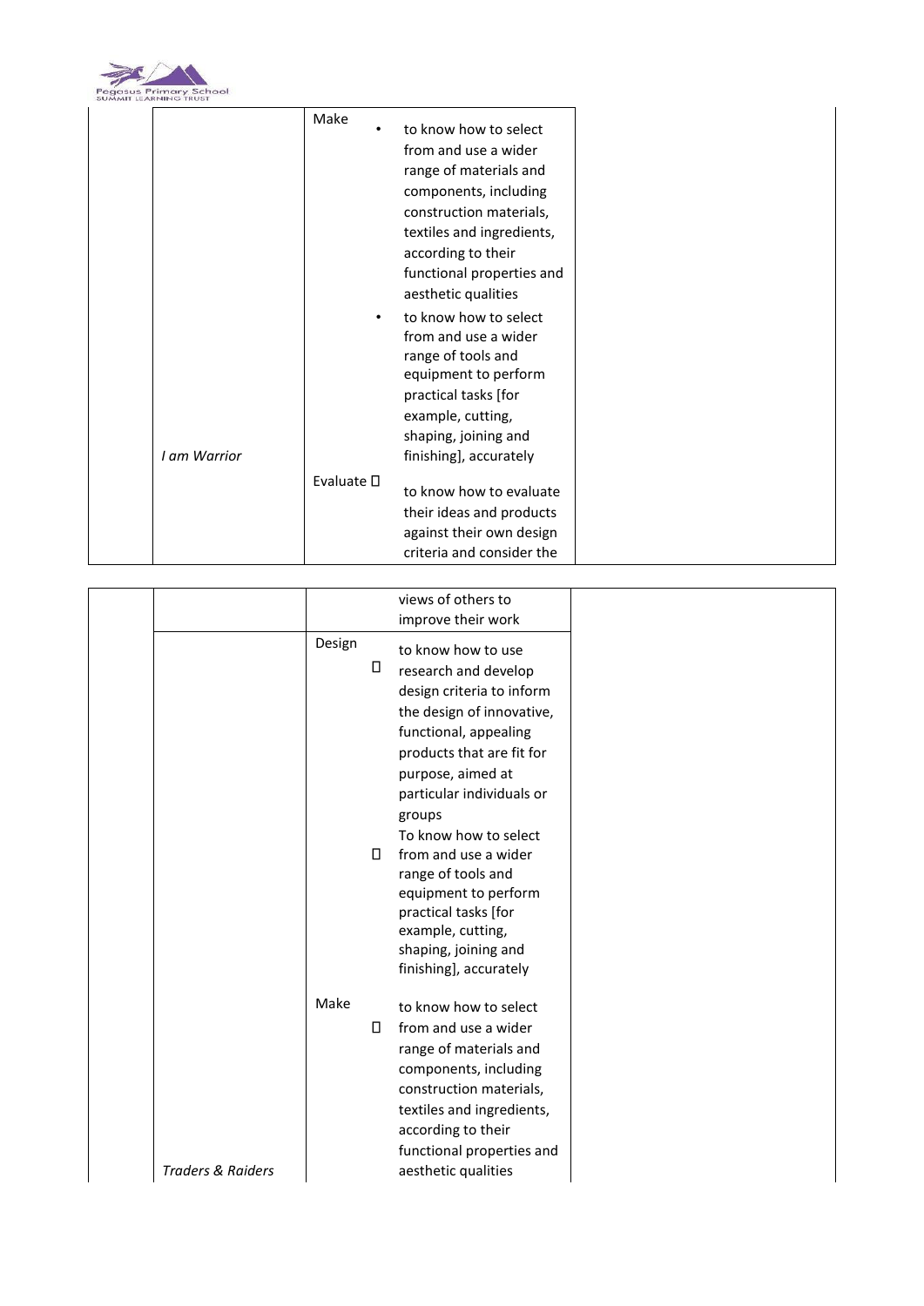| | | | | |
|---|---|---|---|---|
| | *I am Warrior* | Make | • to know how to select from and use a wider range of materials and components, including construction materials, textiles and ingredients, according to their functional properties and aesthetic qualities<br>• to know how to select from and use a wider range of tools and equipment to perform practical tasks [for example, cutting, shaping, joining and finishing], accurately | |
| | | Evaluate | to know how to evaluate their ideas and products against their own design criteria and consider the views of others to improve their work | |
| | *Traders & Raiders* | Design | to know how to use research and develop design criteria to inform the design of innovative, functional, appealing products that are fit for purpose, aimed at particular individuals or groups<br>To know how to select from and use a wider range of tools and equipment to perform practical tasks [for example, cutting, shaping, joining and finishing], accurately | |
| | | Make | to know how to select from and use a wider range of materials and components, including construction materials, textiles and ingredients, according to their functional properties and aesthetic qualities | |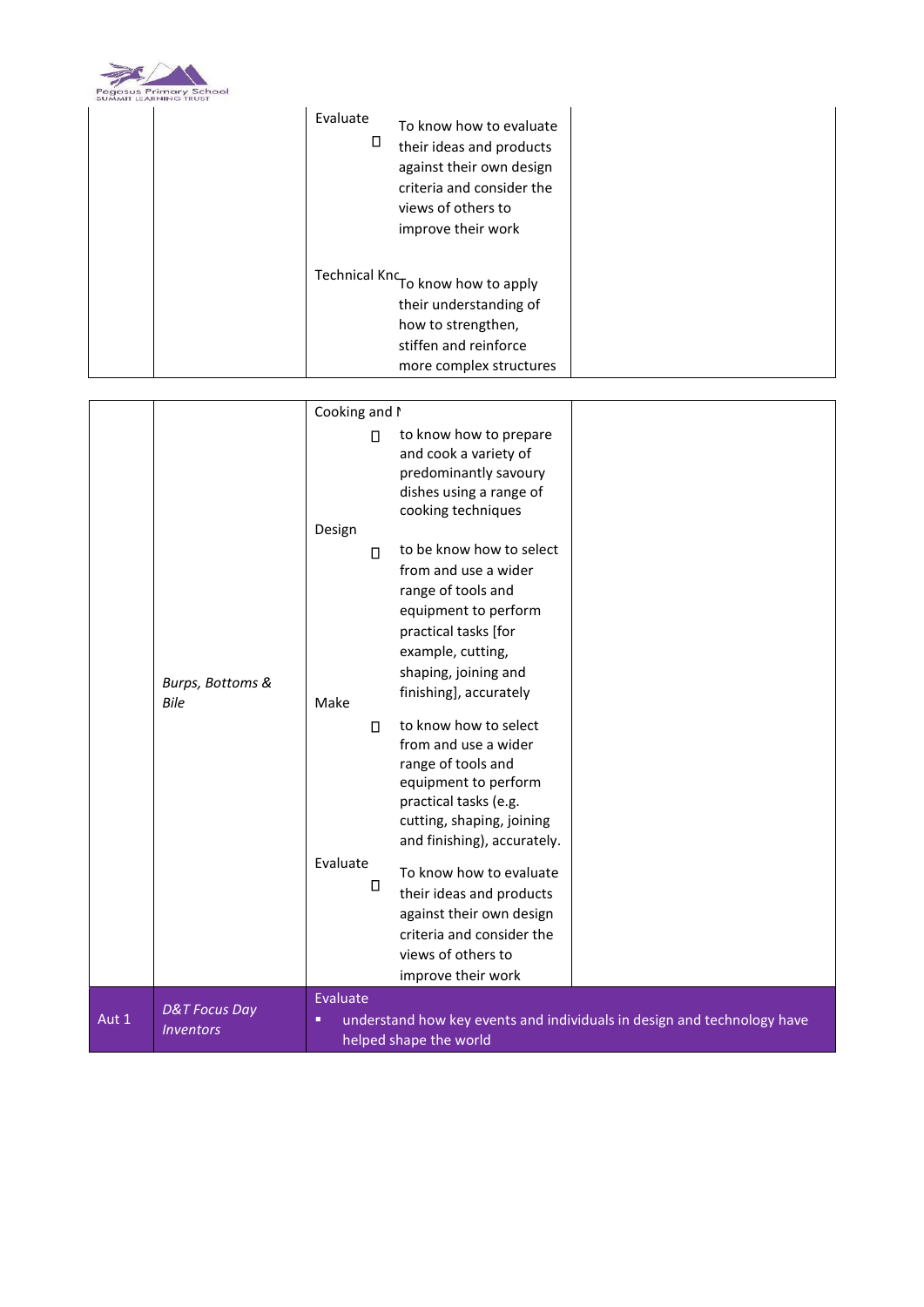| | | | |
|---|---|---|---|
| | | Evaluate<br>▯ To know how to evaluate their ideas and products against their own design criteria and consider the views of others to improve their work<br><br>Technical Knc To know how to apply their understanding of how to strengthen, stiffen and reinforce more complex structures | |

| | | | |
|---|---|---|---|
| | *Burps, Bottoms & Bile* | Cooking and N<br>▯ to know how to prepare and cook a variety of predominantly savoury dishes using a range of cooking techniques<br><br>Design<br>▯ to be know how to select from and use a wider range of tools and equipment to perform practical tasks [for example, cutting, shaping, joining and finishing], accurately<br><br>Make<br>▯ to know how to select from and use a wider range of tools and equipment to perform practical tasks (e.g. cutting, shaping, joining and finishing), accurately.<br><br>Evaluate<br>▯ To know how to evaluate their ideas and products against their own design criteria and consider the views of others to improve their work | |
| Aut 1 | *D&T Focus Day Inventors* | Evaluate<br>▪ understand how key events and individuals in design and technology have helped shape the world | |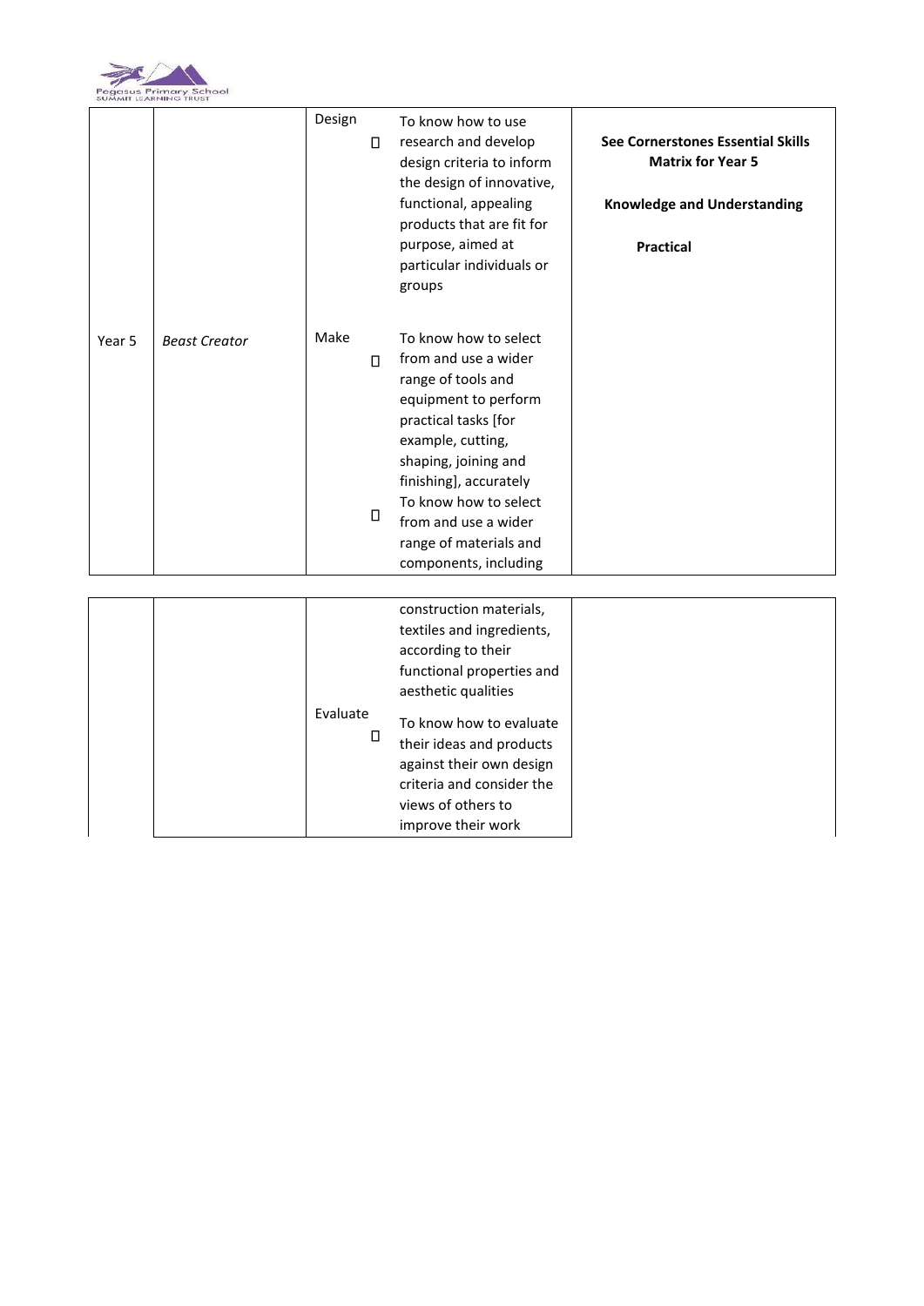| Year 5 | *Beast Creator* | Design | • To know how to use research and develop design criteria to inform the design of innovative, functional, appealing products that are fit for purpose, aimed at particular individuals or groups | **See Cornerstones Essential Skills Matrix for Year 5**<br><br>**Knowledge and Understanding**<br><br>**Practical** |
|---|---|---|---|---|
| | | Make | • To know how to select from and use a wider range of tools and equipment to perform practical tasks [for example, cutting, shaping, joining and finishing], accurately<br>• To know how to select from and use a wider range of materials and components, including construction materials, textiles and ingredients, according to their functional properties and aesthetic qualities | |
| | | Evaluate | • To know how to evaluate their ideas and products against their own design criteria and consider the views of others to improve their work | |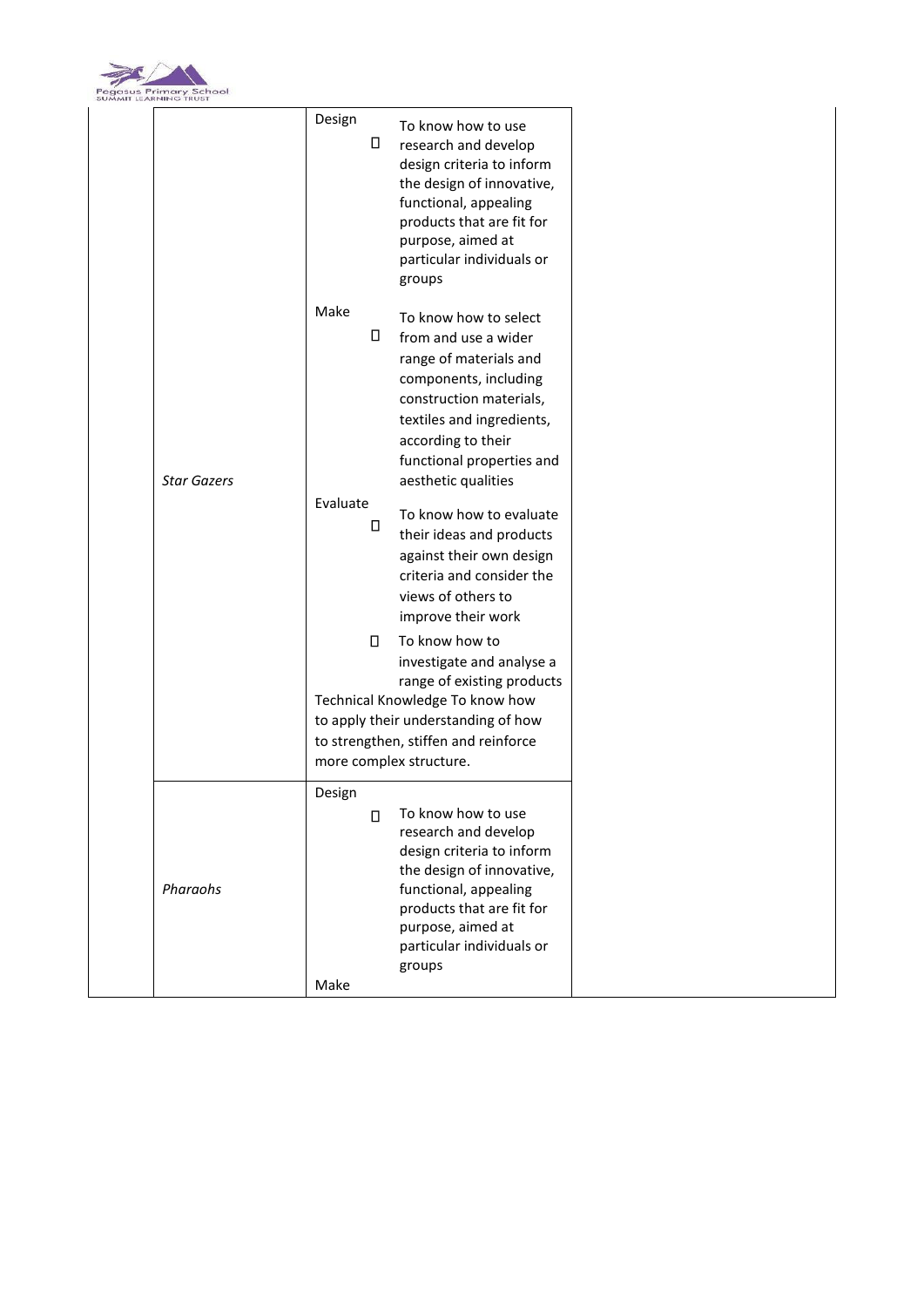| | | | |
|---|---|---|---|
| | *Star Gazers* | Design<br>• To know how to use research and develop design criteria to inform the design of innovative, functional, appealing products that are fit for purpose, aimed at particular individuals or groups<br><br>Make<br>• To know how to select from and use a wider range of materials and components, including construction materials, textiles and ingredients, according to their functional properties and aesthetic qualities<br><br>Evaluate<br>• To know how to evaluate their ideas and products against their own design criteria and consider the views of others to improve their work<br>• To know how to investigate and analyse a range of existing products<br>Technical Knowledge To know how to apply their understanding of how to strengthen, stiffen and reinforce more complex structure. | |
| | *Pharaohs* | Design<br>• To know how to use research and develop design criteria to inform the design of innovative, functional, appealing products that are fit for purpose, aimed at particular individuals or groups<br><br>Make | |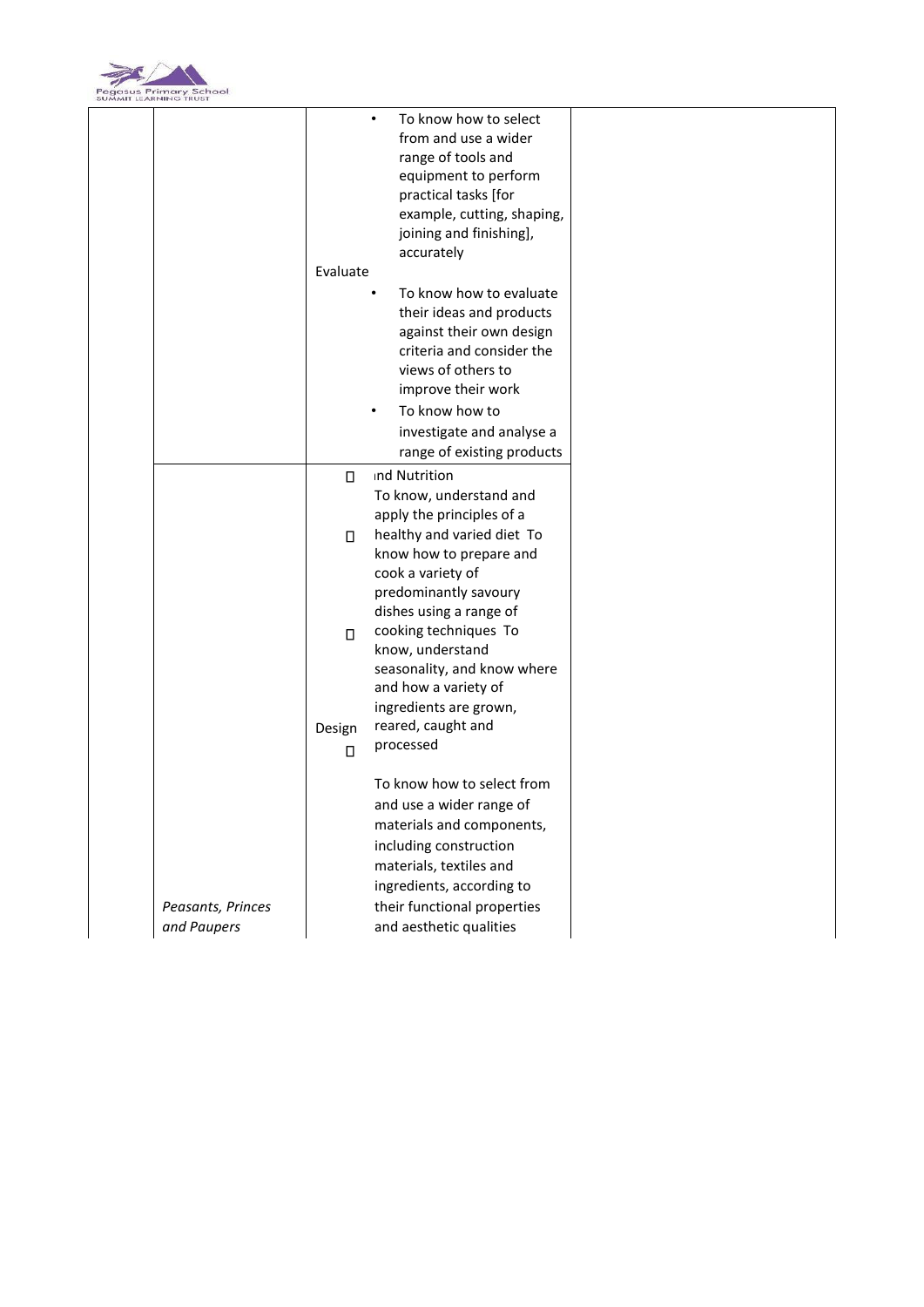| | | | |
|---|---|---|---|
| | | • To know how to select from and use a wider range of tools and equipment to perform practical tasks [for example, cutting, shaping, joining and finishing], accurately<br><br>Evaluate<br>• To know how to evaluate their ideas and products against their own design criteria and consider the views of others to improve their work<br>• To know how to investigate and analyse a range of existing products | |
| | *Peasants, Princes and Paupers* | ind Nutrition<br>To know, understand and apply the principles of a healthy and varied diet To know how to prepare and cook a variety of predominantly savoury dishes using a range of cooking techniques To know, understand seasonality, and know where and how a variety of ingredients are grown, reared, caught and processed<br><br>Design<br><br>To know how to select from and use a wider range of materials and components, including construction materials, textiles and ingredients, according to their functional properties and aesthetic qualities | |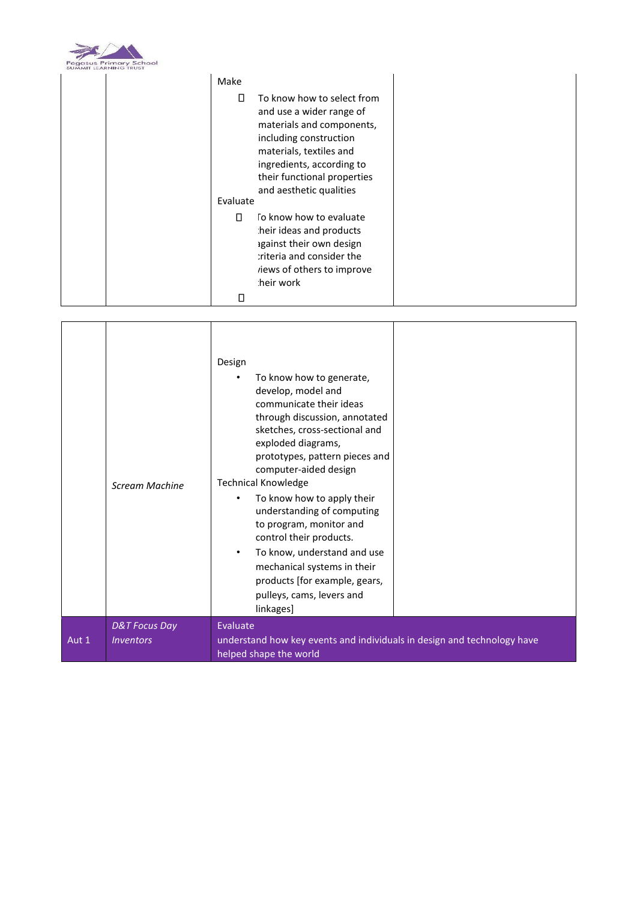| | | | |
|---|---|---|---|
| | | Make<br>- To know how to select from and use a wider range of materials and components, including construction materials, textiles and ingredients, according to their functional properties and aesthetic qualities<br><br>Evaluate<br>- To know how to evaluate their ideas and products against their own design criteria and consider the views of others to improve their work<br>- | |

| | | | |
|---|---|---|---|
| | *Scream Machine* | Design<br>- To know how to generate, develop, model and communicate their ideas through discussion, annotated sketches, cross-sectional and exploded diagrams, prototypes, pattern pieces and computer-aided design<br><br>Technical Knowledge<br>- To know how to apply their understanding of computing to program, monitor and control their products.<br>- To know, understand and use mechanical systems in their products [for example, gears, pulleys, cams, levers and linkages] | |
| Aut 1 | *D&T Focus Day Inventors* | Evaluate<br>understand how key events and individuals in design and technology have helped shape the world | |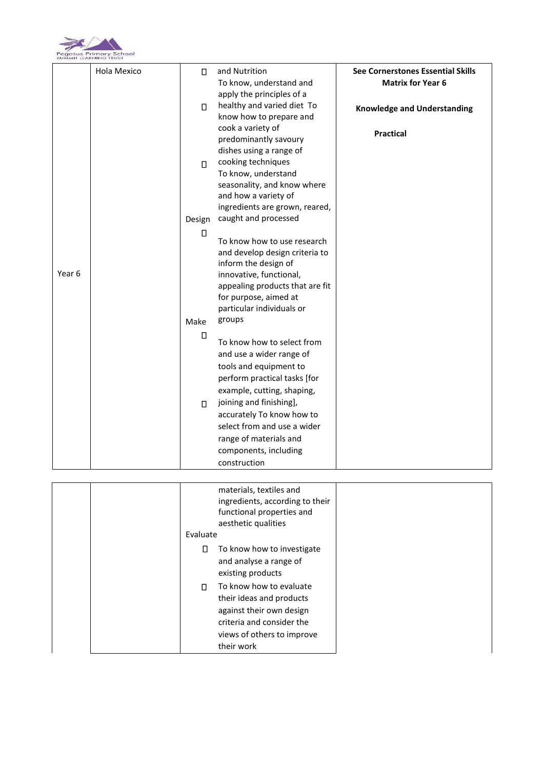| | | | |
|---|---|---|---|
| Year 6 | Hola Mexico | and Nutrition<br>- To know, understand and apply the principles of a healthy and varied diet<br>- To know how to prepare and cook a variety of predominantly savoury dishes using a range of cooking techniques<br>- To know, understand seasonality, and know where and how a variety of ingredients are grown, reared, caught and processed<br><br>Design<br>- To know how to use research and develop design criteria to inform the design of innovative, functional, appealing products that are fit for purpose, aimed at particular individuals or groups<br><br>Make<br>- To know how to select from and use a wider range of tools and equipment to perform practical tasks [for example, cutting, shaping, joining and finishing], accurately<br>- To know how to select from and use a wider range of materials and components, including construction materials, textiles and ingredients, according to their functional properties and aesthetic qualities<br><br>Evaluate<br>- To know how to investigate and analyse a range of existing products<br>- To know how to evaluate their ideas and products against their own design criteria and consider the views of others to improve their work | **See Cornerstones Essential Skills Matrix for Year 6**<br><br>**Knowledge and Understanding**<br><br>**Practical** |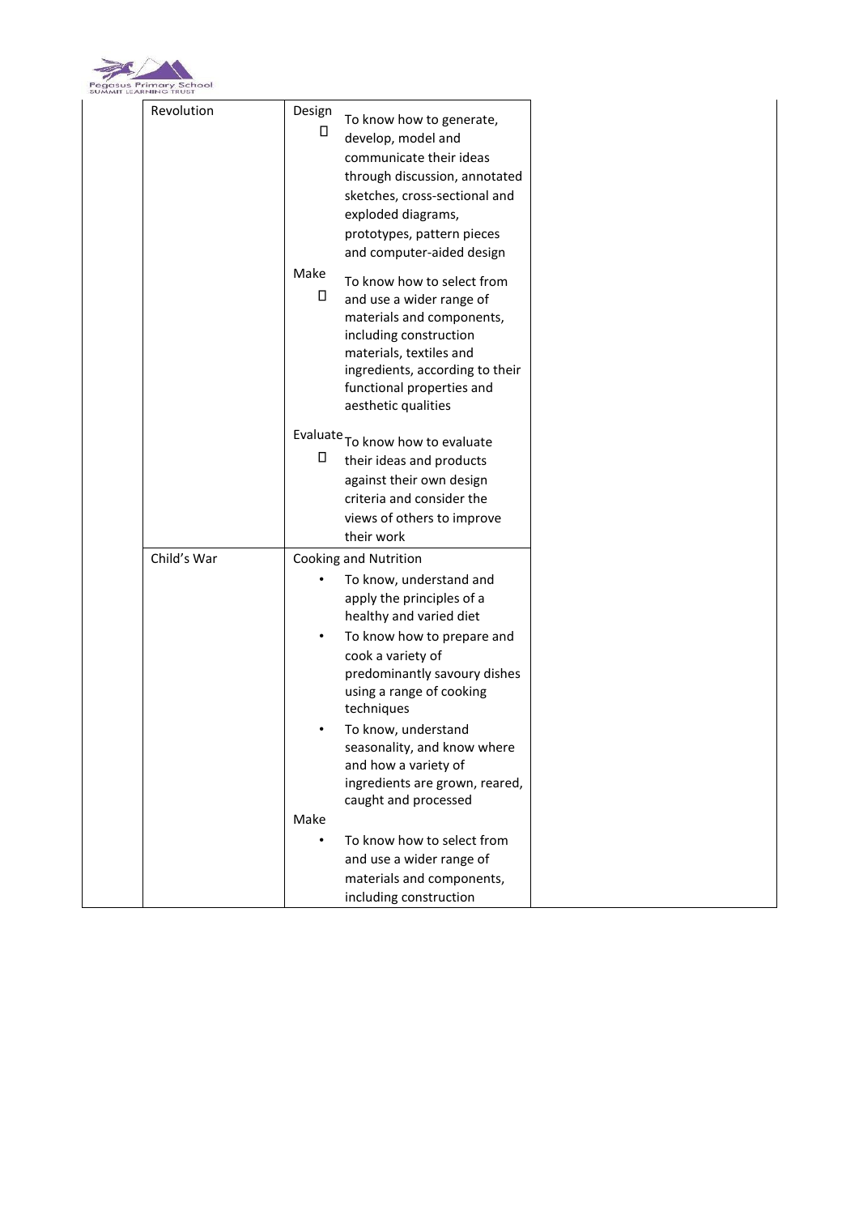| | | | |
|---|---|---|---|
| | Revolution | Design<br>□ To know how to generate, develop, model and communicate their ideas through discussion, annotated sketches, cross-sectional and exploded diagrams, prototypes, pattern pieces and computer-aided design<br><br>Make<br>□ To know how to select from and use a wider range of materials and components, including construction materials, textiles and ingredients, according to their functional properties and aesthetic qualities<br><br>Evaluate<br>□ To know how to evaluate their ideas and products against their own design criteria and consider the views of others to improve their work | |
| | Child's War | Cooking and Nutrition<br>• To know, understand and apply the principles of a healthy and varied diet<br>• To know how to prepare and cook a variety of predominantly savoury dishes using a range of cooking techniques<br>• To know, understand seasonality, and know where and how a variety of ingredients are grown, reared, caught and processed<br><br>Make<br>• To know how to select from and use a wider range of materials and components, including construction | |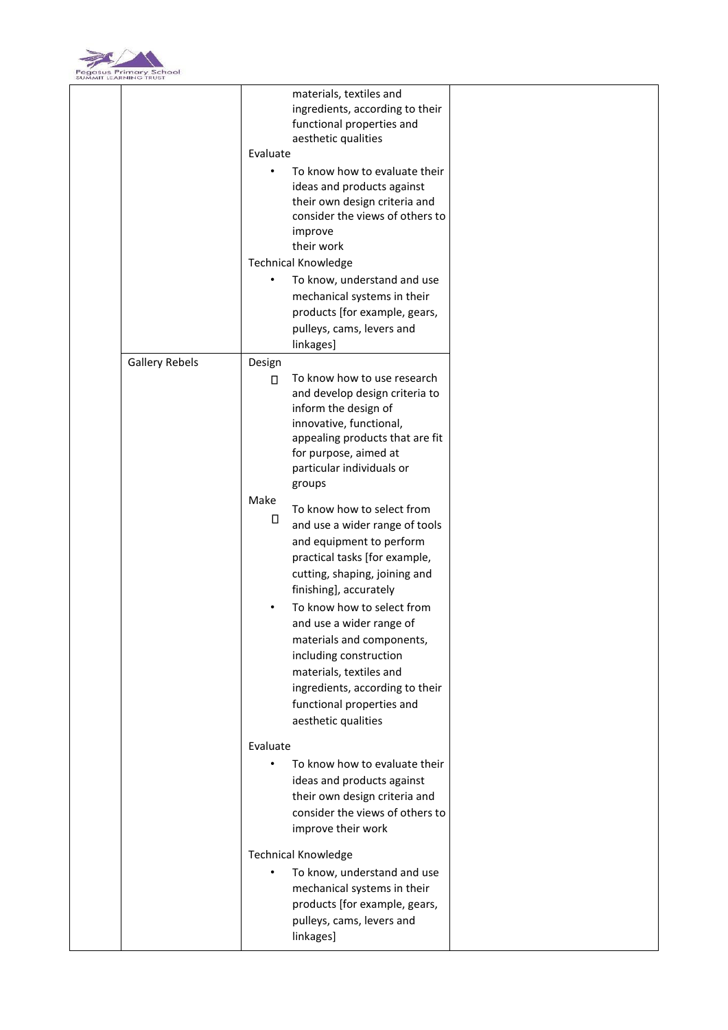| | | | |
|---|---|---|---|
| | | materials, textiles and ingredients, according to their functional properties and aesthetic qualities<br>Evaluate<br>• To know how to evaluate their ideas and products against their own design criteria and consider the views of others to improve their work<br>Technical Knowledge<br>• To know, understand and use mechanical systems in their products [for example, gears, pulleys, cams, levers and linkages] | |
| | Gallery Rebels | Design<br>• To know how to use research and develop design criteria to inform the design of innovative, functional, appealing products that are fit for purpose, aimed at particular individuals or groups<br>Make<br>• To know how to select from and use a wider range of tools and equipment to perform practical tasks [for example, cutting, shaping, joining and finishing], accurately<br>• To know how to select from and use a wider range of materials and components, including construction materials, textiles and ingredients, according to their functional properties and aesthetic qualities<br>Evaluate<br>• To know how to evaluate their ideas and products against their own design criteria and consider the views of others to improve their work<br>Technical Knowledge<br>• To know, understand and use mechanical systems in their products [for example, gears, pulleys, cams, levers and linkages] | |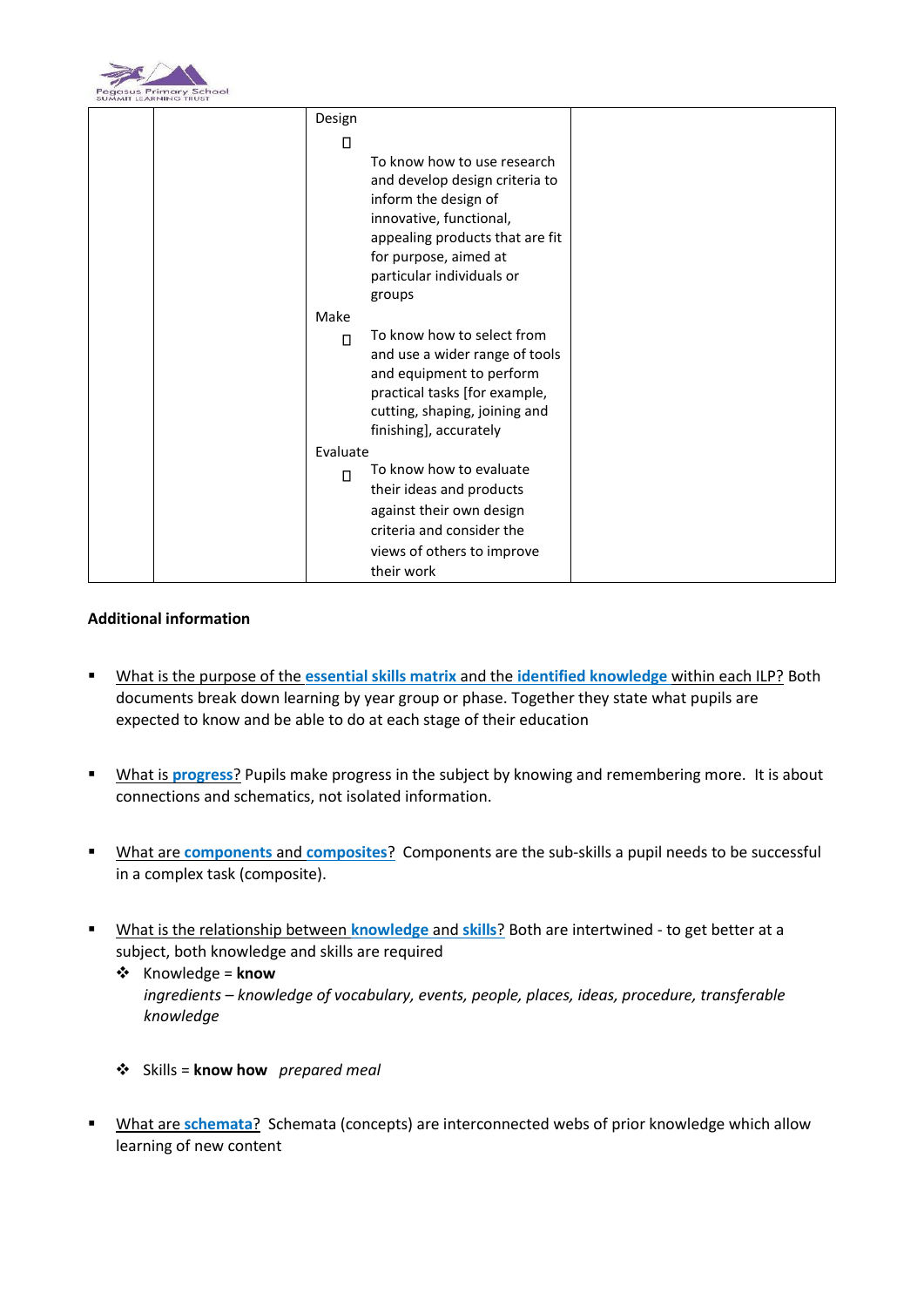| | | Design<br>- To know how to use research and develop design criteria to inform the design of innovative, functional, appealing products that are fit for purpose, aimed at particular individuals or groups<br>Make<br>- To know how to select from and use a wider range of tools and equipment to perform practical tasks [for example, cutting, shaping, joining and finishing], accurately<br>Evaluate<br>- To know how to evaluate their ideas and products against their own design criteria and consider the views of others to improve their work | |
|---|---|---|---|

**Additional information**

- What is the purpose of the **essential skills matrix** and the **identified knowledge** within each ILP? Both documents break down learning by year group or phase. Together they state what pupils are expected to know and be able to do at each stage of their education

- What is **progress**? Pupils make progress in the subject by knowing and remembering more. It is about connections and schematics, not isolated information.

- What are **components** and **composites**? Components are the sub-skills a pupil needs to be successful in a complex task (composite).

- What is the relationship between **knowledge** and **skills**? Both are intertwined - to get better at a subject, both knowledge and skills are required
  - Knowledge = **know**
    *ingredients – knowledge of vocabulary, events, people, places, ideas, procedure, transferable knowledge*
  - Skills = **know how** *prepared meal*

- What are **schemata**? Schemata (concepts) are interconnected webs of prior knowledge which allow learning of new content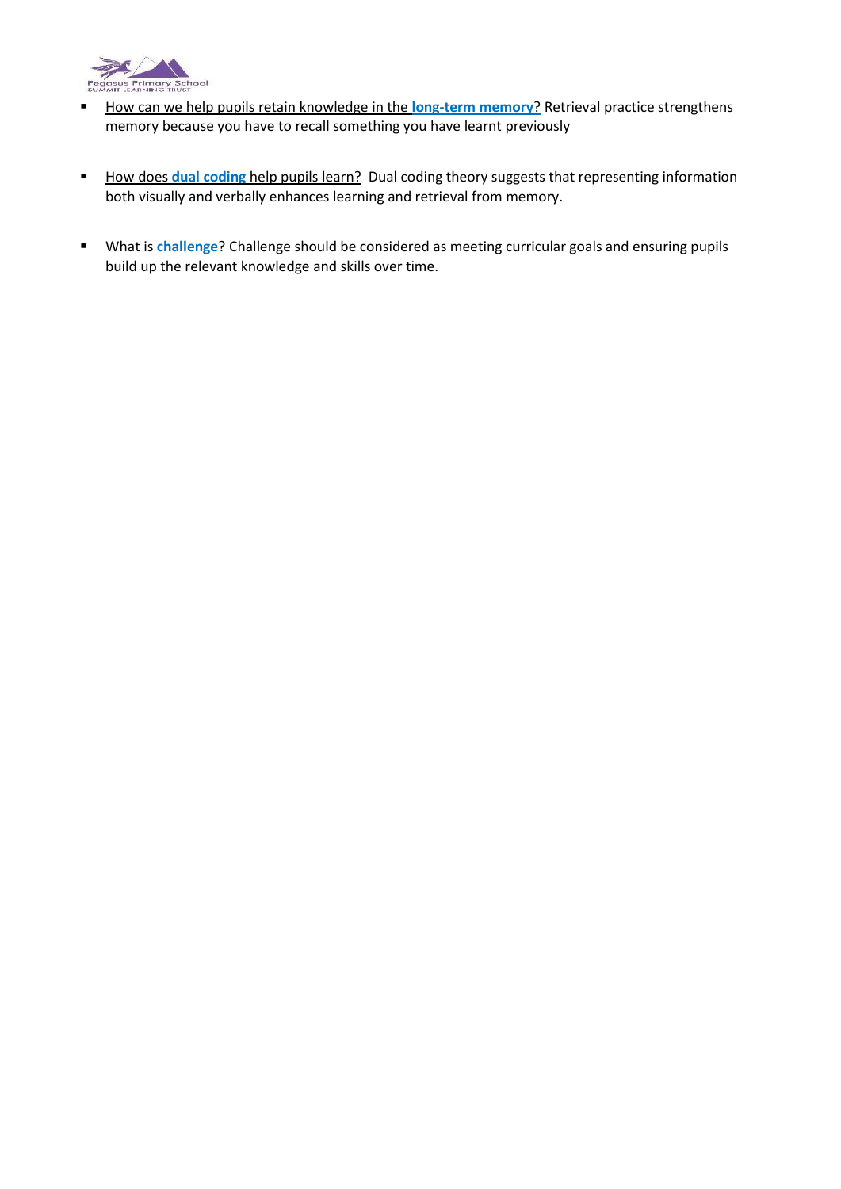- How can we help pupils retain knowledge in the **long-term memory**? Retrieval practice strengthens memory because you have to recall something you have learnt previously

- How does **dual coding** help pupils learn? Dual coding theory suggests that representing information both visually and verbally enhances learning and retrieval from memory.

- What is **challenge**? Challenge should be considered as meeting curricular goals and ensuring pupils build up the relevant knowledge and skills over time.